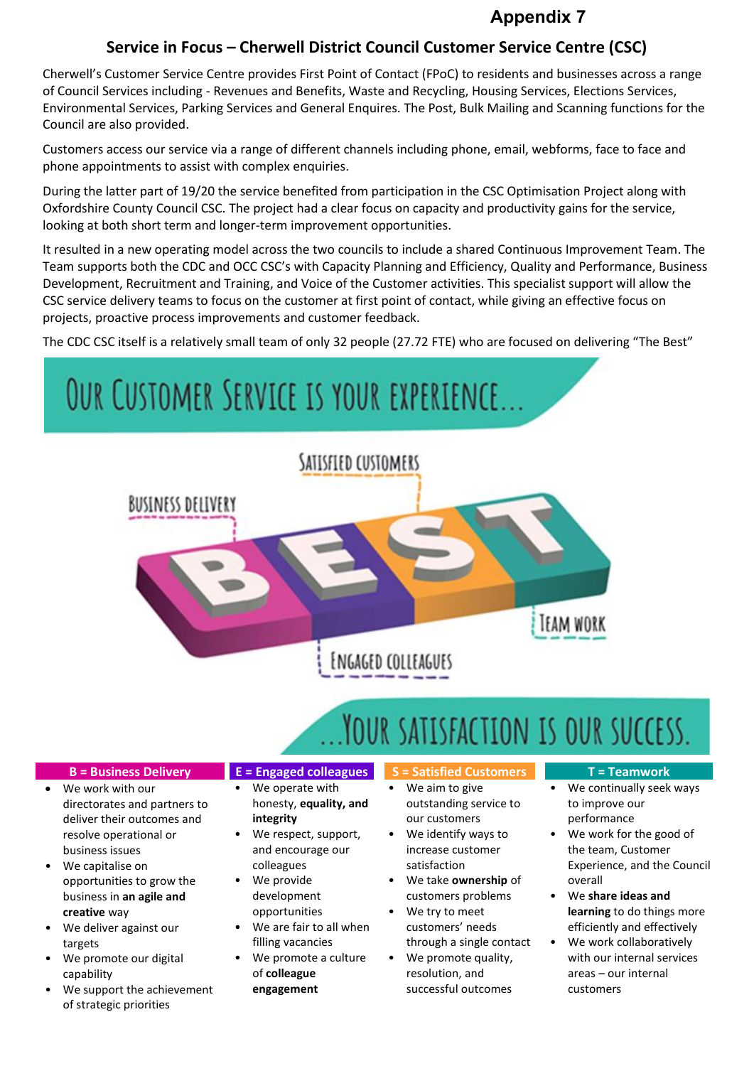# Appendix 7

## Service in Focus – Cherwell District Council Customer Service Centre (CSC)

Cherwell's Customer Service Centre provides First Point of Contact (FPoC) to residents and businesses across a range of Council Services including - Revenues and Benefits, Waste and Recycling, Housing Services, Elections Services, Environmental Services, Parking Services and General Enquires. The Post, Bulk Mailing and Scanning functions for the Council are also provided.

Customers access our service via a range of different channels including phone, email, webforms, face to face and phone appointments to assist with complex enquiries.

During the latter part of 19/20 the service benefited from participation in the CSC Optimisation Project along with Oxfordshire County Council CSC. The project had a clear focus on capacity and productivity gains for the service, looking at both short term and longer-term improvement opportunities.

It resulted in a new operating model across the two councils to include a shared Continuous Improvement Team. The Team supports both the CDC and OCC CSC's with Capacity Planning and Efficiency, Quality and Performance, Business Development, Recruitment and Training, and Voice of the Customer activities. This specialist support will allow the CSC service delivery teams to focus on the customer at first point of contact, while giving an effective focus on projects, proactive process improvements and customer feedback.

The CDC CSC itself is a relatively small team of only 32 people (27.72 FTE) who are focused on delivering "The Best"

OUR CUSTOMER SERVICE IS YOUR EXPERIENCE...

BEST: Business Delivery, Engaged Colleagues, Satisfied Customers, Team Work

...YOUR SATISFACTION IS OUR SUCCESS.

**B = Business Delivery**

- We work with our directorates and partners to deliver their outcomes and resolve operational or business issues
- We capitalise on opportunities to grow the business in **an agile and creative** way
- We deliver against our targets
- We promote our digital capability
- We support the achievement of strategic priorities

**E = Engaged colleagues**

- We operate with honesty, **equality, and integrity**
- We respect, support, and encourage our colleagues
- We provide development opportunities
- We are fair to all when filling vacancies
- We promote a culture of **colleague engagement**

**S = Satisfied Customers**

- We aim to give outstanding service to our customers
- We identify ways to increase customer satisfaction
- We take **ownership** of customers problems
- We try to meet customers' needs through a single contact
- We promote quality, resolution, and successful outcomes

**T = Teamwork**

- We continually seek ways to improve our performance
- We work for the good of the team, Customer Experience, and the Council overall
- We **share ideas and learning** to do things more efficiently and effectively
- We work collaboratively with our internal services areas – our internal customers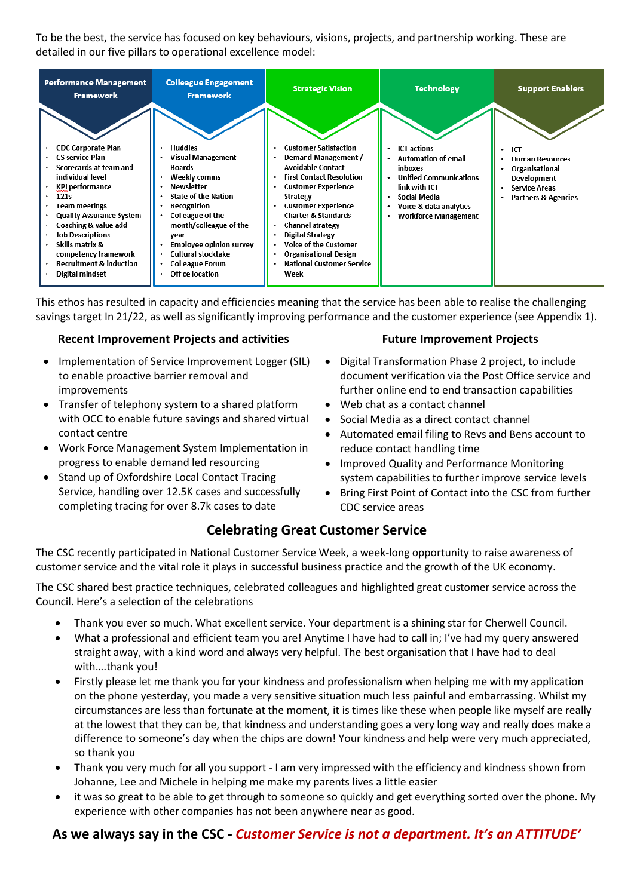To be the best, the service has focused on key behaviours, visions, projects, and partnership working. These are detailed in our five pillars to operational excellence model:

| Performance Management Framework | Colleague Engagement Framework | Strategic Vision | Technology | Support Enablers |
|---|---|---|---|---|
| • CDC Corporate Plan<br>• CS service Plan<br>• Scorecards at team and individual level<br>• KPI performance<br>• 121s<br>• Team meetings<br>• Quality Assurance System<br>• Coaching & value add<br>• Job Descriptions<br>• Skills matrix & competency framework<br>• Recruitment & induction<br>• Digital mindset | • Huddles<br>• Visual Management Boards<br>• Weekly comms<br>• Newsletter<br>• State of the Nation<br>• Recognition<br>• Colleague of the month/colleague of the year<br>• Employee opinion survey<br>• Cultural stocktake<br>• Colleague Forum<br>• Office location | • Customer Satisfaction<br>• Demand Management / Avoidable Contact<br>• First Contact Resolution<br>• Customer Experience Strategy<br>• Customer Experience Charter & Standards<br>• Channel strategy<br>• Digital Strategy<br>• Voice of the Customer<br>• Organisational Design<br>• National Customer Service Week | • ICT actions<br>• Automation of email inboxes<br>• Unified Communications link with ICT<br>• Social Media<br>• Voice & data analytics<br>• Workforce Management | • ICT<br>• Human Resources<br>• Organisational Development<br>• Service Areas<br>• Partners & Agencies |

This ethos has resulted in capacity and efficiencies meaning that the service has been able to realise the challenging savings target In 21/22, as well as significantly improving performance and the customer experience (see Appendix 1).

### Recent Improvement Projects and activities

- Implementation of Service Improvement Logger (SIL) to enable proactive barrier removal and improvements
- Transfer of telephony system to a shared platform with OCC to enable future savings and shared virtual contact centre
- Work Force Management System Implementation in progress to enable demand led resourcing
- Stand up of Oxfordshire Local Contact Tracing Service, handling over 12.5K cases and successfully completing tracing for over 8.7k cases to date

### Future Improvement Projects

- Digital Transformation Phase 2 project, to include document verification via the Post Office service and further online end to end transaction capabilities
- Web chat as a contact channel
- Social Media as a direct contact channel
- Automated email filing to Revs and Bens account to reduce contact handling time
- Improved Quality and Performance Monitoring system capabilities to further improve service levels
- Bring First Point of Contact into the CSC from further CDC service areas

## Celebrating Great Customer Service

The CSC recently participated in National Customer Service Week, a week-long opportunity to raise awareness of customer service and the vital role it plays in successful business practice and the growth of the UK economy.

The CSC shared best practice techniques, celebrated colleagues and highlighted great customer service across the Council. Here's a selection of the celebrations

- Thank you ever so much. What excellent service. Your department is a shining star for Cherwell Council.
- What a professional and efficient team you are! Anytime I have had to call in; I've had my query answered straight away, with a kind word and always very helpful. The best organisation that I have had to deal with….thank you!
- Firstly please let me thank you for your kindness and professionalism when helping me with my application on the phone yesterday, you made a very sensitive situation much less painful and embarrassing. Whilst my circumstances are less than fortunate at the moment, it is times like these when people like myself are really at the lowest that they can be, that kindness and understanding goes a very long way and really does make a difference to someone's day when the chips are down! Your kindness and help were very much appreciated, so thank you
- Thank you very much for all you support - I am very impressed with the efficiency and kindness shown from Johanne, Lee and Michele in helping me make my parents lives a little easier
- it was so great to be able to get through to someone so quickly and get everything sorted over the phone. My experience with other companies has not been anywhere near as good.

**As we always say in the CSC - *Customer Service is not a department. It's an ATTITUDE'***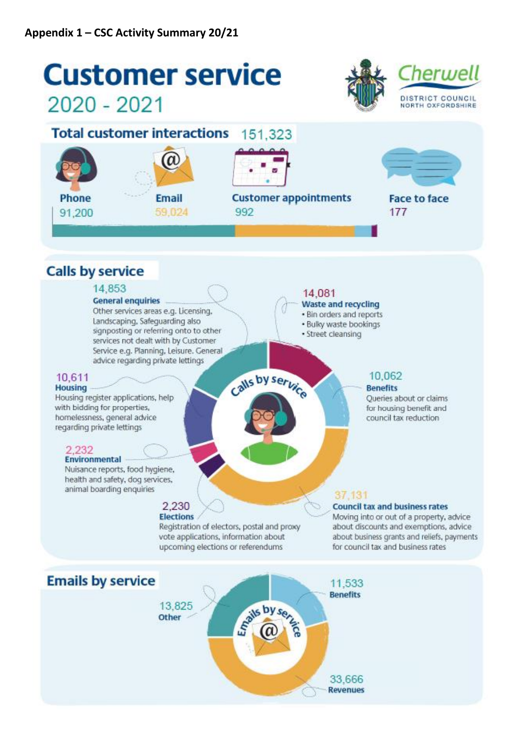**Appendix 1 – CSC Activity Summary 20/21**

# Customer service

## 2020 - 2021

Cherwell

DISTRICT COUNCIL
NORTH OXFORDSHIRE

## Total customer interactions 151,323

Phone
91,200

Email
59,024

Customer appointments
992

Face to face
177

## Calls by service

Calls by service

14,853
**General enquiries**
Other services areas e.g. Licensing, Landscaping, Safeguarding also signposting or referring onto to other services not dealt with by Customer Service e.g. Planning, Leisure. General advice regarding private lettings

14,081
**Waste and recycling**
- Bin orders and reports
- Bulky waste bookings
- Street cleansing

10,611
**Housing**
Housing register applications, help with bidding for properties, homelessness, general advice regarding private lettings

10,062
**Benefits**
Queries about or claims for housing benefit and council tax reduction

2,232
**Environmental**
Nuisance reports, food hygiene, health and safety, dog services, animal boarding enquiries

2,230
**Elections**
Registration of electors, postal and proxy vote applications, information about upcoming elections or referendums

37,131
**Council tax and business rates**
Moving into or out of a property, advice about discounts and exemptions, advice about business grants and reliefs, payments for council tax and business rates

## Emails by service

Emails by service

13,825
**Other**

11,533
**Benefits**

33,666
**Revenues**